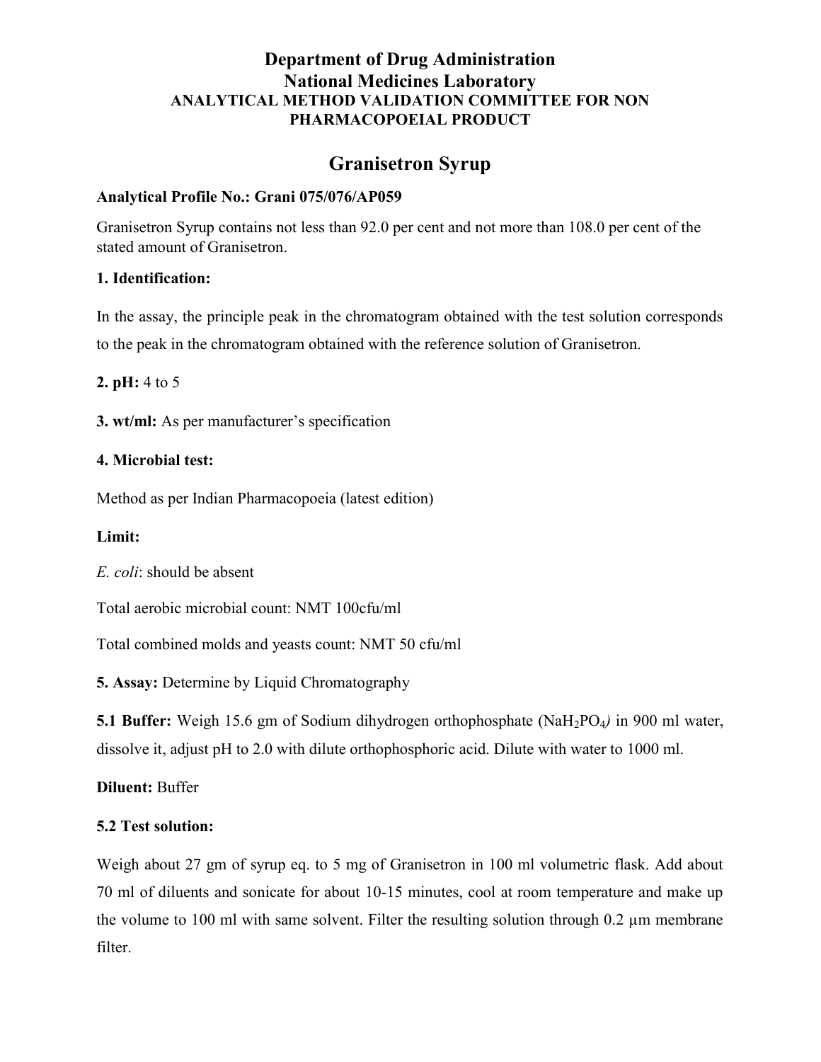# Department of Drug Administration
## National Medicines Laboratory
### ANALYTICAL METHOD VALIDATION COMMITTEE FOR NON PHARMACOPOEIAL PRODUCT

## Granisetron Syrup

**Analytical Profile No.: Grani 075/076/AP059**

Granisetron Syrup contains not less than 92.0 per cent and not more than 108.0 per cent of the stated amount of Granisetron.

**1. Identification:**

In the assay, the principle peak in the chromatogram obtained with the test solution corresponds to the peak in the chromatogram obtained with the reference solution of Granisetron.

**2. pH:** 4 to 5

**3. wt/ml:** As per manufacturer's specification

**4. Microbial test:**

Method as per Indian Pharmacopoeia (latest edition)

**Limit:**

*E. coli*: should be absent

Total aerobic microbial count: NMT 100cfu/ml

Total combined molds and yeasts count: NMT 50 cfu/ml

**5. Assay:** Determine by Liquid Chromatography

**5.1 Buffer:** Weigh 15.6 gm of Sodium dihydrogen orthophosphate ($NaH_2PO_4$) in 900 ml water, dissolve it, adjust pH to 2.0 with dilute orthophosphoric acid. Dilute with water to 1000 ml.

**Diluent:** Buffer

**5.2 Test solution:**

Weigh about 27 gm of syrup eq. to 5 mg of Granisetron in 100 ml volumetric flask. Add about 70 ml of diluents and sonicate for about 10-15 minutes, cool at room temperature and make up the volume to 100 ml with same solvent. Filter the resulting solution through 0.2 µm membrane filter.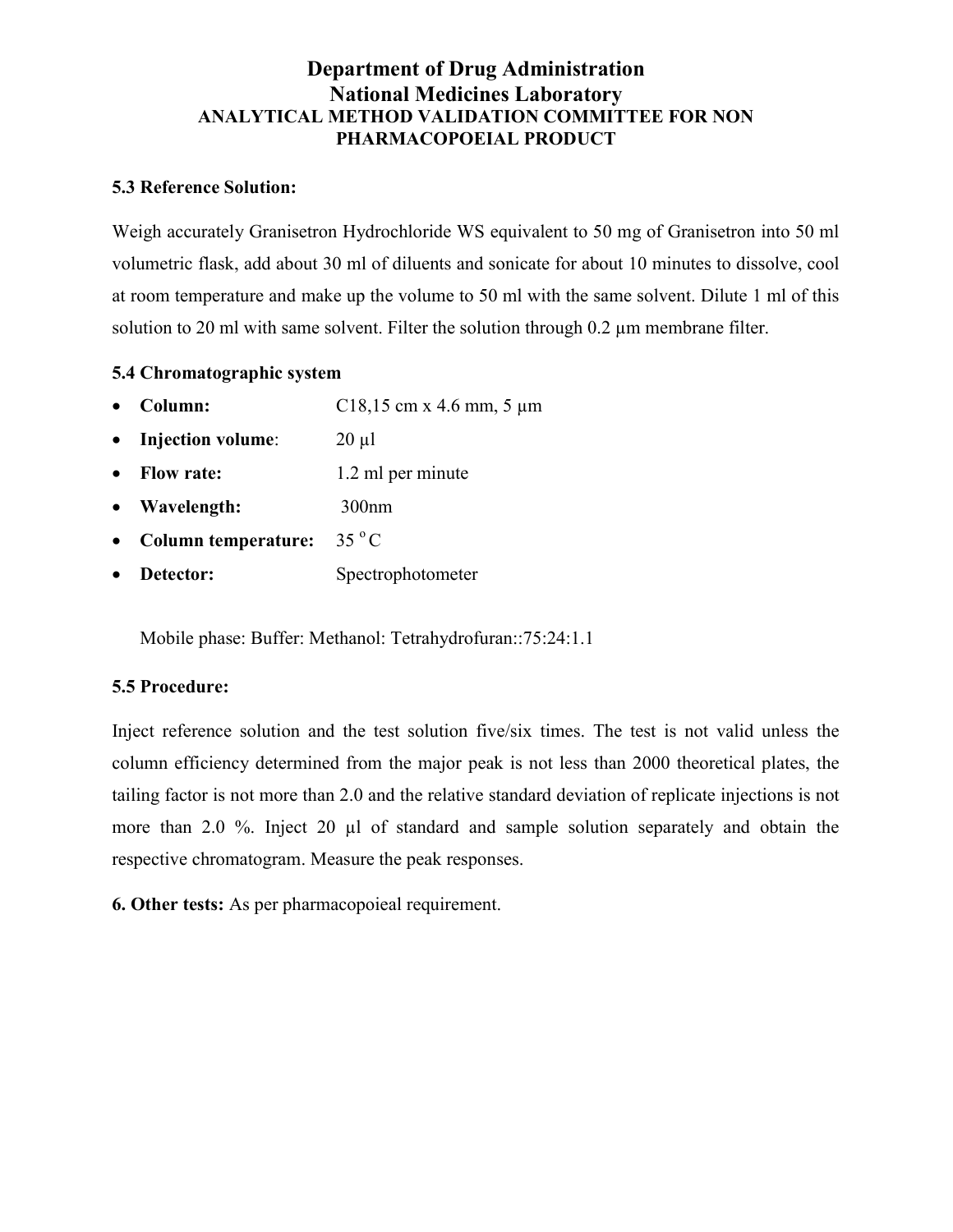# Department of Drug Administration
## National Medicines Laboratory
### ANALYTICAL METHOD VALIDATION COMMITTEE FOR NON PHARMACOPOEIAL PRODUCT

**5.3 Reference Solution:**

Weigh accurately Granisetron Hydrochloride WS equivalent to 50 mg of Granisetron into 50 ml volumetric flask, add about 30 ml of diluents and sonicate for about 10 minutes to dissolve, cool at room temperature and make up the volume to 50 ml with the same solvent. Dilute 1 ml of this solution to 20 ml with same solvent. Filter the solution through 0.2 µm membrane filter.

**5.4 Chromatographic system**

- **Column:** C18,15 cm x 4.6 mm, 5 µm
- **Injection volume**: 20 µl
- **Flow rate:** 1.2 ml per minute
- **Wavelength:** 300nm
- **Column temperature:** 35 $^{o}$C
- **Detector:** Spectrophotometer

Mobile phase: Buffer: Methanol: Tetrahydrofuran::75:24:1.1

**5.5 Procedure:**

Inject reference solution and the test solution five/six times. The test is not valid unless the column efficiency determined from the major peak is not less than 2000 theoretical plates, the tailing factor is not more than 2.0 and the relative standard deviation of replicate injections is not more than 2.0 %. Inject 20 µl of standard and sample solution separately and obtain the respective chromatogram. Measure the peak responses.

**6. Other tests:** As per pharmacopoieal requirement.